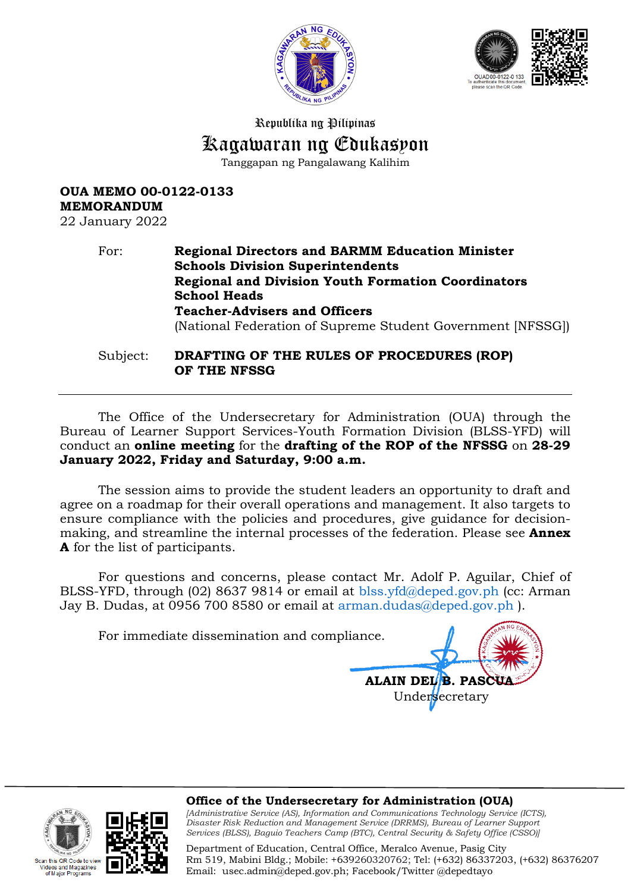Republika ng Pilipinas

# Kagawaran ng Edukasyon

Tanggapan ng Pangalawang Kalihim

**OUA MEMO 00-0122-0133**
**MEMORANDUM**
22 January 2022

For: **Regional Directors and BARMM Education Minister**
**Schools Division Superintendents**
**Regional and Division Youth Formation Coordinators**
**School Heads**
**Teacher-Advisers and Officers**
(National Federation of Supreme Student Government [NFSSG])

Subject: **DRAFTING OF THE RULES OF PROCEDURES (ROP) OF THE NFSSG**

---

The Office of the Undersecretary for Administration (OUA) through the Bureau of Learner Support Services-Youth Formation Division (BLSS-YFD) will conduct an **online meeting** for the **drafting of the ROP of the NFSSG** on **28-29 January 2022, Friday and Saturday, 9:00 a.m.**

The session aims to provide the student leaders an opportunity to draft and agree on a roadmap for their overall operations and management. It also targets to ensure compliance with the policies and procedures, give guidance for decision-making, and streamline the internal processes of the federation. Please see **Annex A** for the list of participants.

For questions and concerns, please contact Mr. Adolf P. Aguilar, Chief of BLSS-YFD, through (02) 8637 9814 or email at blss.yfd@deped.gov.ph (cc: Arman Jay B. Dudas, at 0956 700 8580 or email at arman.dudas@deped.gov.ph ).

For immediate dissemination and compliance.

**ALAIN DEL B. PASCUA**
Undersecretary

**Office of the Undersecretary for Administration (OUA)**
*[Administrative Service (AS), Information and Communications Technology Service (ICTS), Disaster Risk Reduction and Management Service (DRRMS), Bureau of Learner Support Services (BLSS), Baguio Teachers Camp (BTC), Central Security & Safety Office (CSSO)]*

Department of Education, Central Office, Meralco Avenue, Pasig City
Rm 519, Mabini Bldg.; Mobile: +639260320762; Tel: (+632) 86337203, (+632) 86376207
Email: usec.admin@deped.gov.ph; Facebook/Twitter @depedtayo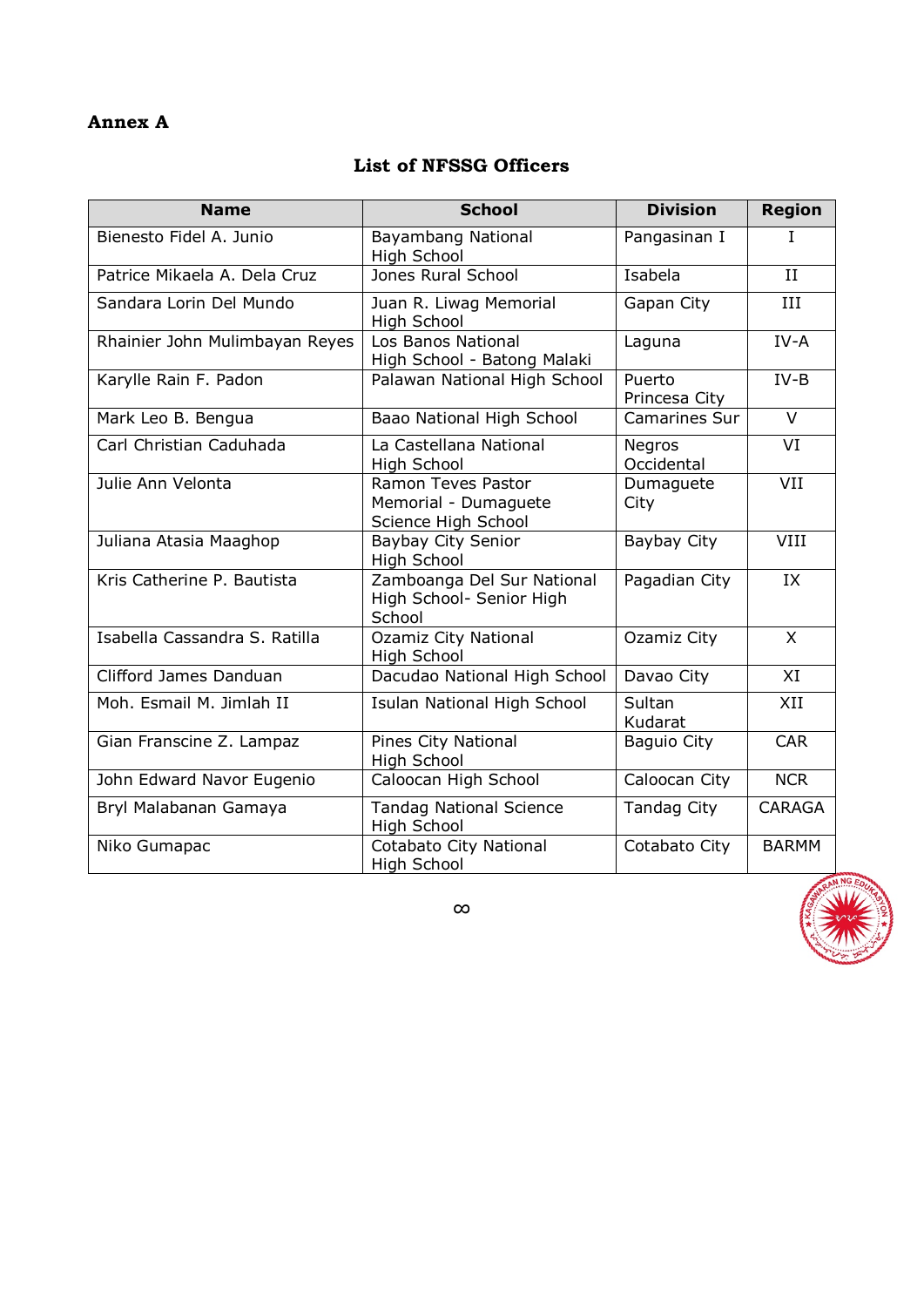**Annex A**

**List of NFSSG Officers**

| Name | School | Division | Region |
|---|---|---|---|
| Bienesto Fidel A. Junio | Bayambang National High School | Pangasinan I | I |
| Patrice Mikaela A. Dela Cruz | Jones Rural School | Isabela | II |
| Sandara Lorin Del Mundo | Juan R. Liwag Memorial High School | Gapan City | III |
| Rhainier John Mulimbayan Reyes | Los Banos National High School - Batong Malaki | Laguna | IV-A |
| Karylle Rain F. Padon | Palawan National High School | Puerto Princesa City | IV-B |
| Mark Leo B. Bengua | Baao National High School | Camarines Sur | V |
| Carl Christian Caduhada | La Castellana National High School | Negros Occidental | VI |
| Julie Ann Velonta | Ramon Teves Pastor Memorial - Dumaguete Science High School | Dumaguete City | VII |
| Juliana Atasia Maaghop | Baybay City Senior High School | Baybay City | VIII |
| Kris Catherine P. Bautista | Zamboanga Del Sur National High School- Senior High School | Pagadian City | IX |
| Isabella Cassandra S. Ratilla | Ozamiz City National High School | Ozamiz City | X |
| Clifford James Danduan | Dacudao National High School | Davao City | XI |
| Moh. Esmail M. Jimlah II | Isulan National High School | Sultan Kudarat | XII |
| Gian Franscine Z. Lampaz | Pines City National High School | Baguio City | CAR |
| John Edward Navor Eugenio | Caloocan High School | Caloocan City | NCR |
| Bryl Malabanan Gamaya | Tandag National Science High School | Tandag City | CARAGA |
| Niko Gumapac | Cotabato City National High School | Cotabato City | BARMM |

∞